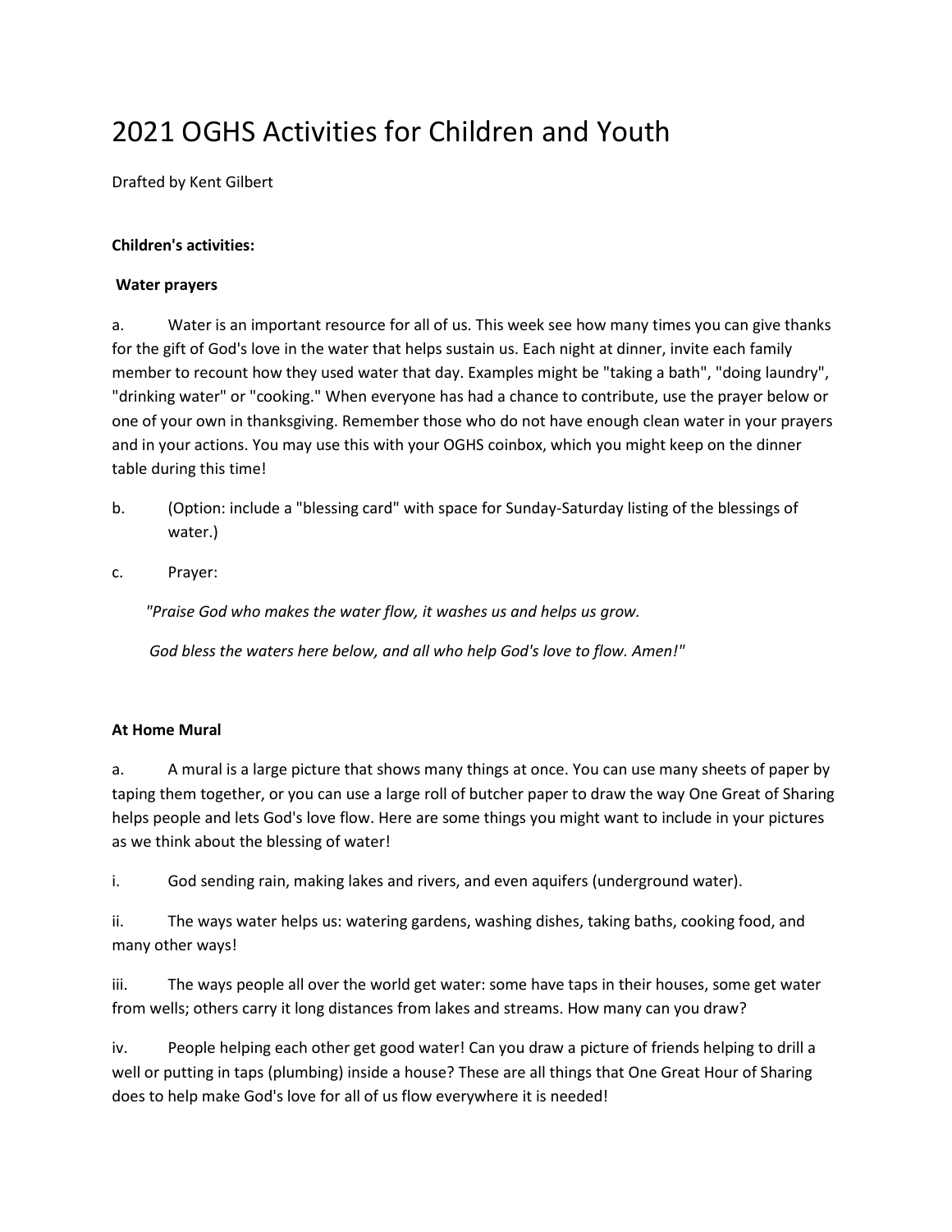# 2021 OGHS Activities for Children and Youth

Drafted by Kent Gilbert

**Children's activities:**

**Water prayers**

a. Water is an important resource for all of us. This week see how many times you can give thanks for the gift of God's love in the water that helps sustain us. Each night at dinner, invite each family member to recount how they used water that day. Examples might be "taking a bath", "doing laundry", "drinking water" or "cooking." When everyone has had a chance to contribute, use the prayer below or one of your own in thanksgiving. Remember those who do not have enough clean water in your prayers and in your actions. You may use this with your OGHS coinbox, which you might keep on the dinner table during this time!

b. (Option: include a "blessing card" with space for Sunday-Saturday listing of the blessings of water.)

c. Prayer:

*"Praise God who makes the water flow, it washes us and helps us grow.*

*God bless the waters here below, and all who help God's love to flow. Amen!"*

**At Home Mural**

a. A mural is a large picture that shows many things at once. You can use many sheets of paper by taping them together, or you can use a large roll of butcher paper to draw the way One Great of Sharing helps people and lets God's love flow. Here are some things you might want to include in your pictures as we think about the blessing of water!

i. God sending rain, making lakes and rivers, and even aquifers (underground water).

ii. The ways water helps us: watering gardens, washing dishes, taking baths, cooking food, and many other ways!

iii. The ways people all over the world get water: some have taps in their houses, some get water from wells; others carry it long distances from lakes and streams. How many can you draw?

iv. People helping each other get good water! Can you draw a picture of friends helping to drill a well or putting in taps (plumbing) inside a house? These are all things that One Great Hour of Sharing does to help make God's love for all of us flow everywhere it is needed!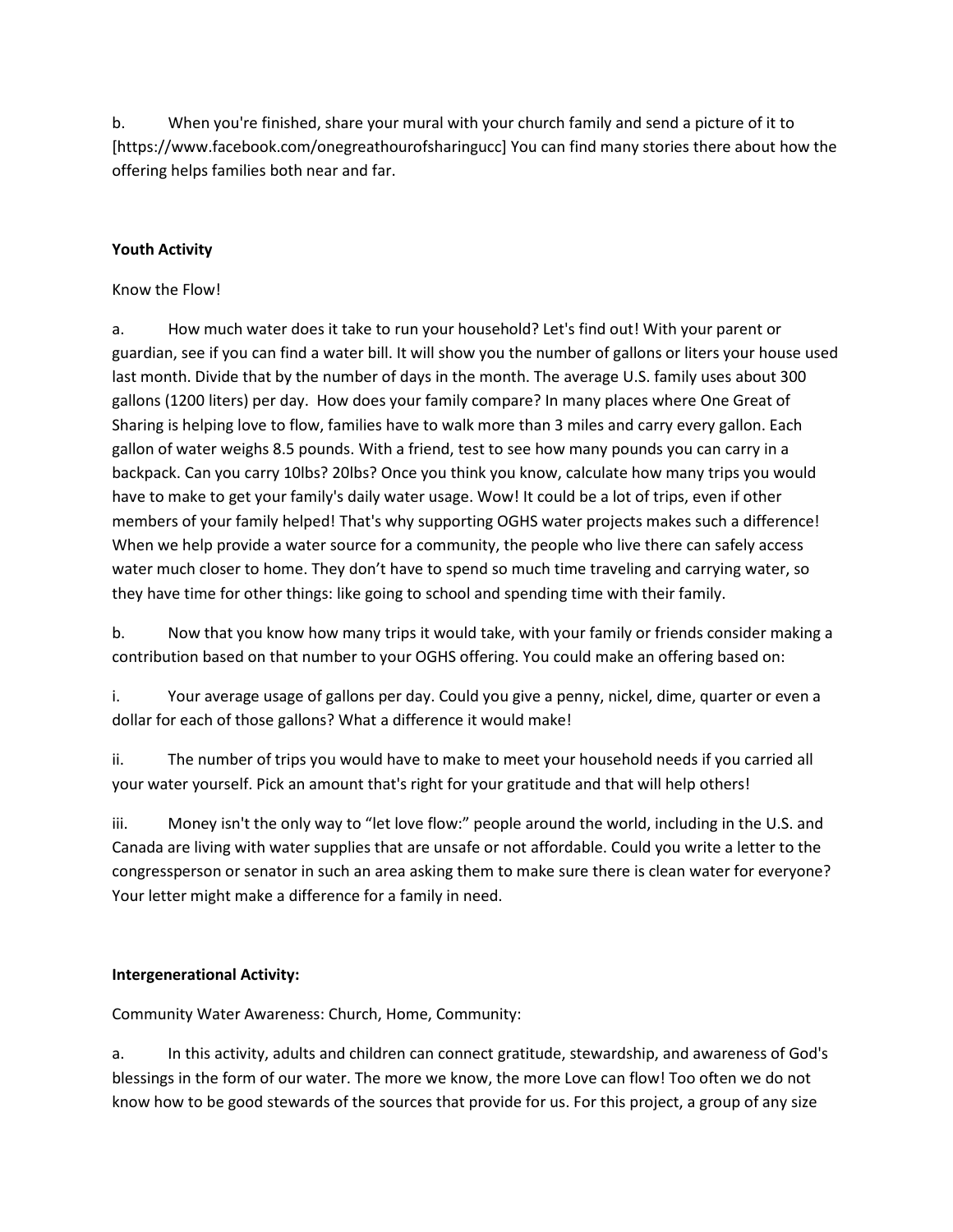b. When you're finished, share your mural with your church family and send a picture of it to [https://www.facebook.com/onegreathourofsharingucc] You can find many stories there about how the offering helps families both near and far.

**Youth Activity**

Know the Flow!

a. How much water does it take to run your household? Let's find out! With your parent or guardian, see if you can find a water bill. It will show you the number of gallons or liters your house used last month. Divide that by the number of days in the month. The average U.S. family uses about 300 gallons (1200 liters) per day. How does your family compare? In many places where One Great of Sharing is helping love to flow, families have to walk more than 3 miles and carry every gallon. Each gallon of water weighs 8.5 pounds. With a friend, test to see how many pounds you can carry in a backpack. Can you carry 10lbs? 20lbs? Once you think you know, calculate how many trips you would have to make to get your family's daily water usage. Wow! It could be a lot of trips, even if other members of your family helped! That's why supporting OGHS water projects makes such a difference! When we help provide a water source for a community, the people who live there can safely access water much closer to home. They don't have to spend so much time traveling and carrying water, so they have time for other things: like going to school and spending time with their family.

b. Now that you know how many trips it would take, with your family or friends consider making a contribution based on that number to your OGHS offering. You could make an offering based on:

i. Your average usage of gallons per day. Could you give a penny, nickel, dime, quarter or even a dollar for each of those gallons? What a difference it would make!

ii. The number of trips you would have to make to meet your household needs if you carried all your water yourself. Pick an amount that's right for your gratitude and that will help others!

iii. Money isn't the only way to "let love flow:" people around the world, including in the U.S. and Canada are living with water supplies that are unsafe or not affordable. Could you write a letter to the congressperson or senator in such an area asking them to make sure there is clean water for everyone? Your letter might make a difference for a family in need.

**Intergenerational Activity:**

Community Water Awareness: Church, Home, Community:

a. In this activity, adults and children can connect gratitude, stewardship, and awareness of God's blessings in the form of our water. The more we know, the more Love can flow! Too often we do not know how to be good stewards of the sources that provide for us. For this project, a group of any size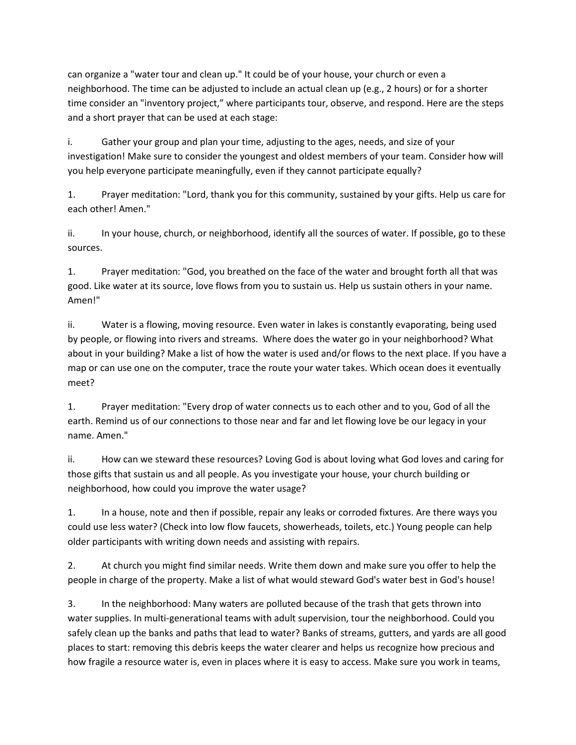can organize a "water tour and clean up." It could be of your house, your church or even a neighborhood. The time can be adjusted to include an actual clean up (e.g., 2 hours) or for a shorter time consider an "inventory project," where participants tour, observe, and respond. Here are the steps and a short prayer that can be used at each stage:

i. Gather your group and plan your time, adjusting to the ages, needs, and size of your investigation! Make sure to consider the youngest and oldest members of your team. Consider how will you help everyone participate meaningfully, even if they cannot participate equally?

1. Prayer meditation: "Lord, thank you for this community, sustained by your gifts. Help us care for each other! Amen."

ii. In your house, church, or neighborhood, identify all the sources of water. If possible, go to these sources.

1. Prayer meditation: "God, you breathed on the face of the water and brought forth all that was good. Like water at its source, love flows from you to sustain us. Help us sustain others in your name. Amen!"

ii. Water is a flowing, moving resource. Even water in lakes is constantly evaporating, being used by people, or flowing into rivers and streams. Where does the water go in your neighborhood? What about in your building? Make a list of how the water is used and/or flows to the next place. If you have a map or can use one on the computer, trace the route your water takes. Which ocean does it eventually meet?

1. Prayer meditation: "Every drop of water connects us to each other and to you, God of all the earth. Remind us of our connections to those near and far and let flowing love be our legacy in your name. Amen."

ii. How can we steward these resources? Loving God is about loving what God loves and caring for those gifts that sustain us and all people. As you investigate your house, your church building or neighborhood, how could you improve the water usage?

1. In a house, note and then if possible, repair any leaks or corroded fixtures. Are there ways you could use less water? (Check into low flow faucets, showerheads, toilets, etc.) Young people can help older participants with writing down needs and assisting with repairs.

2. At church you might find similar needs. Write them down and make sure you offer to help the people in charge of the property. Make a list of what would steward God's water best in God's house!

3. In the neighborhood: Many waters are polluted because of the trash that gets thrown into water supplies. In multi-generational teams with adult supervision, tour the neighborhood. Could you safely clean up the banks and paths that lead to water? Banks of streams, gutters, and yards are all good places to start: removing this debris keeps the water clearer and helps us recognize how precious and how fragile a resource water is, even in places where it is easy to access. Make sure you work in teams,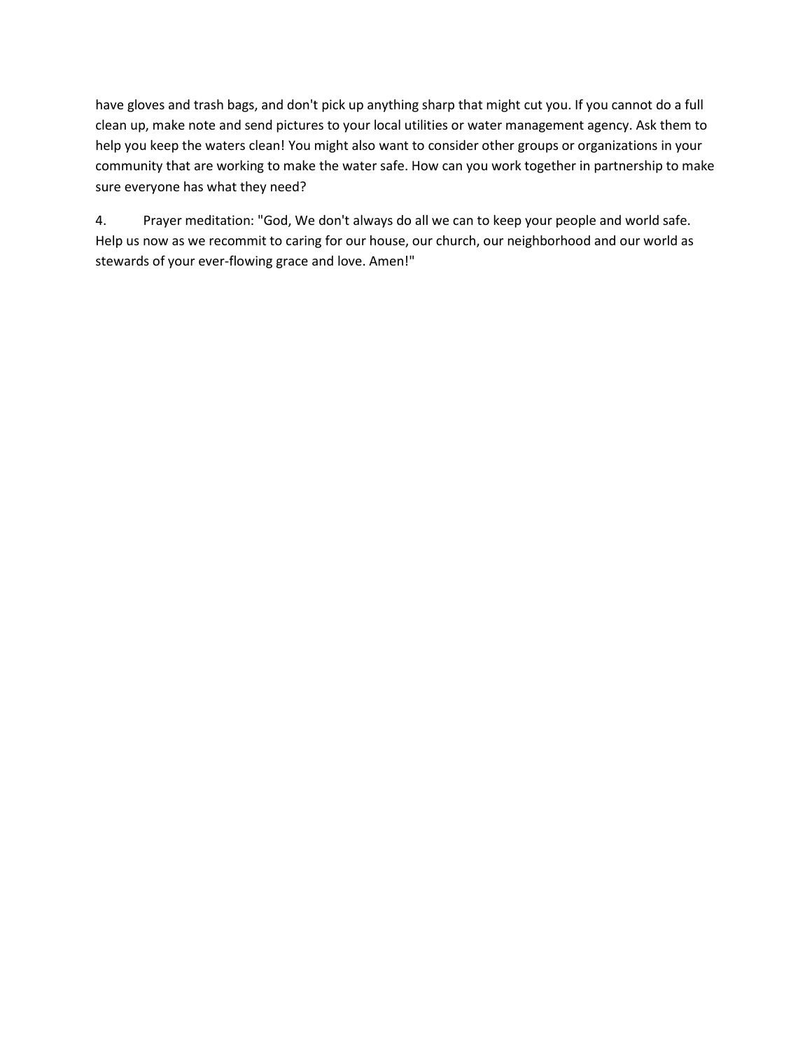have gloves and trash bags, and don't pick up anything sharp that might cut you. If you cannot do a full clean up, make note and send pictures to your local utilities or water management agency. Ask them to help you keep the waters clean! You might also want to consider other groups or organizations in your community that are working to make the water safe. How can you work together in partnership to make sure everyone has what they need?

4. Prayer meditation: "God, We don't always do all we can to keep your people and world safe. Help us now as we recommit to caring for our house, our church, our neighborhood and our world as stewards of your ever-flowing grace and love. Amen!"